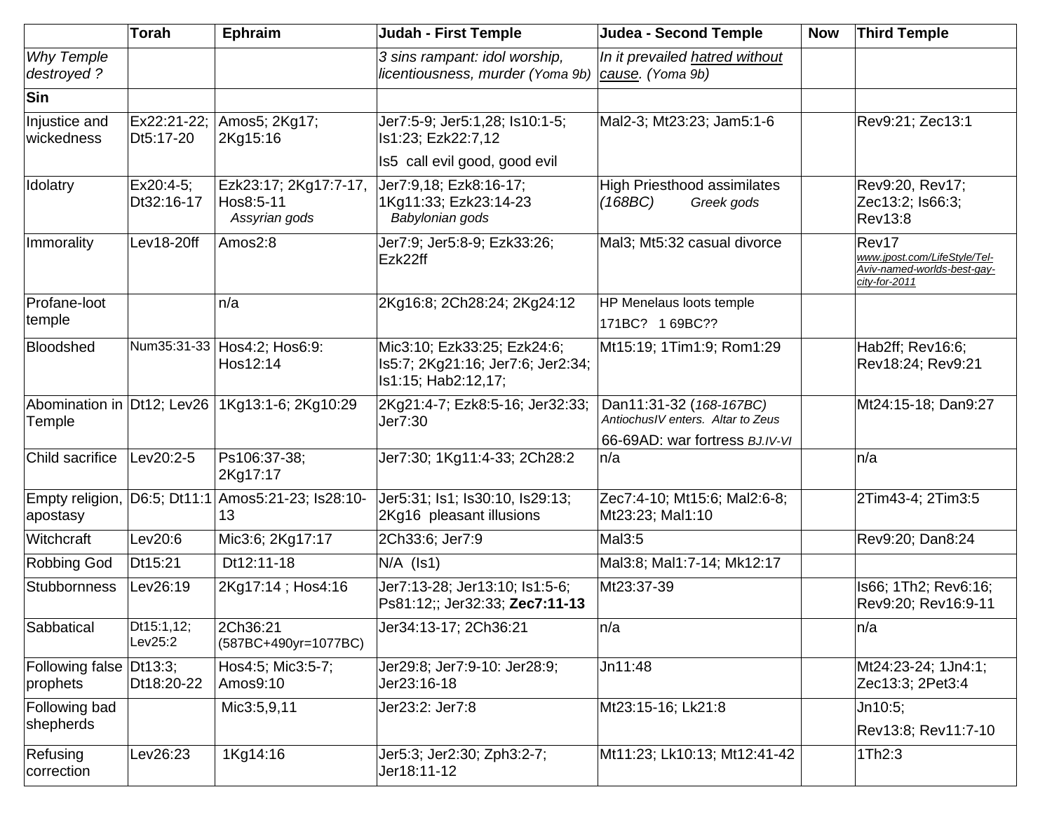| | Torah | Ephraim | Judah - First Temple | Judea - Second Temple | Now | Third Temple |
|---|---|---|---|---|---|---|
| *Why Temple destroyed ?* | | | *3 sins rampant: idol worship, licentiousness, murder (Yoma 9b)* | *In it prevailed hatred without cause. (Yoma 9b)* | | |
| **Sin** | | | | | | |
| Injustice and wickedness | Ex22:21-22; Dt5:17-20 | Amos5; 2Kg17; 2Kg15:16 | Jer7:5-9; Jer5:1,28; Is10:1-5; Is1:23; Ezk22:7,12<br>Is5 call evil good, good evil | Mal2-3; Mt23:23; Jam5:1-6 | | Rev9:21; Zec13:1 |
| Idolatry | Ex20:4-5; Dt32:16-17 | Ezk23:17; 2Kg17:7-17, Hos8:5-11<br>*Assyrian gods* | Jer7:9,18; Ezk8:16-17; 1Kg11:33; Ezk23:14-23<br>*Babylonian gods* | High Priesthood assimilates *(168BC)* *Greek gods* | | Rev9:20, Rev17; Zec13:2; Is66:3; Rev13:8 |
| Immorality | Lev18-20ff | Amos2:8 | Jer7:9; Jer5:8-9; Ezk33:26; Ezk22ff | Mal3; Mt5:32 casual divorce | | Rev17<br>*www.jpost.com/LifeStyle/Tel-Aviv-named-worlds-best-gay-city-for-2011* |
| Profane-loot temple | | n/a | 2Kg16:8; 2Ch28:24; 2Kg24:12 | HP Menelaus loots temple 171BC? 1 69BC?? | | |
| Bloodshed | Num35:31-33 | Hos4:2; Hos6:9: Hos12:14 | Mic3:10; Ezk33:25; Ezk24:6; Is5:7; 2Kg21:16; Jer7:6; Jer2:34; Is1:15; Hab2:12,17; | Mt15:19; 1Tim1:9; Rom1:29 | | Hab2ff; Rev16:6; Rev18:24; Rev9:21 |
| Abomination in Temple | Dt12; Lev26 | 1Kg13:1-6; 2Kg10:29 | 2Kg21:4-7; Ezk8:5-16; Jer32:33; Jer7:30 | Dan11:31-32 (*168-167BC)*<br>*AntiochusIV enters. Altar to Zeus*<br>66-69AD: war fortress *BJ.IV-VI* | | Mt24:15-18; Dan9:27 |
| Child sacrifice | Lev20:2-5 | Ps106:37-38; 2Kg17:17 | Jer7:30; 1Kg11:4-33; 2Ch28:2 | n/a | | n/a |
| Empty religion, apostasy | D6:5; Dt11:1 | Amos5:21-23; Is28:10-13 | Jer5:31; Is1; Is30:10, Is29:13; 2Kg16 pleasant illusions | Zec7:4-10; Mt15:6; Mal2:6-8; Mt23:23; Mal1:10 | | 2Tim43-4; 2Tim3:5 |
| Witchcraft | Lev20:6 | Mic3:6; 2Kg17:17 | 2Ch33:6; Jer7:9 | Mal3:5 | | Rev9:20; Dan8:24 |
| Robbing God | Dt15:21 | Dt12:11-18 | N/A (Is1) | Mal3:8; Mal1:7-14; Mk12:17 | | |
| Stubbornness | Lev26:19 | 2Kg17:14 ; Hos4:16 | Jer7:13-28; Jer13:10; Is1:5-6; Ps81:12;; Jer32:33; **Zec7:11-13** | Mt23:37-39 | | Is66; 1Th2; Rev6:16; Rev9:20; Rev16:9-11 |
| Sabbatical | Dt15:1,12; Lev25:2 | 2Ch36:21<br>(587BC+490yr=1077BC) | Jer34:13-17; 2Ch36:21 | n/a | | n/a |
| Following false prophets | Dt13:3; Dt18:20-22 | Hos4:5; Mic3:5-7; Amos9:10 | Jer29:8; Jer7:9-10: Jer28:9; Jer23:16-18 | Jn11:48 | | Mt24:23-24; 1Jn4:1; Zec13:3; 2Pet3:4 |
| Following bad shepherds | | Mic3:5,9,11 | Jer23:2: Jer7:8 | Mt23:15-16; Lk21:8 | | Jn10:5;<br>Rev13:8; Rev11:7-10 |
| Refusing correction | Lev26:23 | 1Kg14:16 | Jer5:3; Jer2:30; Zph3:2-7; Jer18:11-12 | Mt11:23; Lk10:13; Mt12:41-42 | | 1Th2:3 |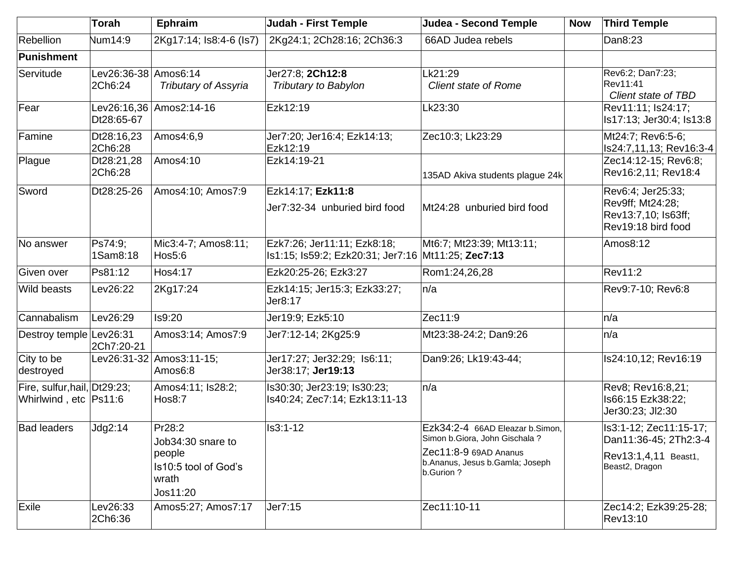| | Torah | Ephraim | Judah - First Temple | Judea - Second Temple | Now | Third Temple |
|---|---|---|---|---|---|---|
| Rebellion | Num14:9 | 2Kg17:14; Is8:4-6 (Is7) | 2Kg24:1; 2Ch28:16; 2Ch36:3 | 66AD Judea rebels | | Dan8:23 |
| **Punishment** | | | | | | |
| Servitude | Lev26:36-38 2Ch6:24 | Amos6:14 *Tributary of Assyria* | Jer27:8; **2Ch12:8** *Tributary to Babylon* | Lk21:29 *Client state of Rome* | | Rev6:2; Dan7:23; Rev11:41 *Client state of TBD* |
| Fear | Lev26:16,36 Dt28:65-67 | Amos2:14-16 | Ezk12:19 | Lk23:30 | | Rev11:11; Is24:17; Is17:13; Jer30:4; Is13:8 |
| Famine | Dt28:16,23 2Ch6:28 | Amos4:6,9 | Jer7:20; Jer16:4; Ezk14:13; Ezk12:19 | Zec10:3; Lk23:29 | | Mt24:7; Rev6:5-6; Is24:7,11,13; Rev16:3-4 |
| Plague | Dt28:21,28 2Ch6:28 | Amos4:10 | Ezk14:19-21 | 135AD Akiva students plague 24k | | Zec14:12-15; Rev6:8; Rev16:2,11; Rev18:4 |
| Sword | Dt28:25-26 | Amos4:10; Amos7:9 | Ezk14:17; **Ezk11:8** Jer7:32-34 unburied bird food | Mt24:28 unburied bird food | | Rev6:4; Jer25:33; Rev9ff; Mt24:28; Rev13:7,10; Is63ff; Rev19:18 bird food |
| No answer | Ps74:9; 1Sam8:18 | Mic3:4-7; Amos8:11; Hos5:6 | Ezk7:26; Jer11:11; Ezk8:18; Is1:15; Is59:2; Ezk20:31; Jer7:16 | Mt6:7; Mt23:39; Mt13:11; Mt11:25; **Zec7:13** | | Amos8:12 |
| Given over | Ps81:12 | Hos4:17 | Ezk20:25-26; Ezk3:27 | Rom1:24,26,28 | | Rev11:2 |
| Wild beasts | Lev26:22 | 2Kg17:24 | Ezk14:15; Jer15:3; Ezk33:27; Jer8:17 | n/a | | Rev9:7-10; Rev6:8 |
| Cannabalism | Lev26:29 | Is9:20 | Jer19:9; Ezk5:10 | Zec11:9 | | n/a |
| Destroy temple | Lev26:31 2Ch7:20-21 | Amos3:14; Amos7:9 | Jer7:12-14; 2Kg25:9 | Mt23:38-24:2; Dan9:26 | | n/a |
| City to be destroyed | Lev26:31-32 | Amos3:11-15; Amos6:8 | Jer17:27; Jer32:29; Is6:11; Jer38:17; **Jer19:13** | Dan9:26; Lk19:43-44; | | Is24:10,12; Rev16:19 |
| Fire, sulfur,hail, Whirlwind , etc | Dt29:23; Ps11:6 | Amos4:11; Is28:2; Hos8:7 | Is30:30; Jer23:19; Is30:23; Is40:24; Zec7:14; Ezk13:11-13 | n/a | | Rev8; Rev16:8,21; Is66:15 Ezk38:22; Jer30:23; Jl2:30 |
| Bad leaders | Jdg2:14 | Pr28:2 Job34:30 snare to people Is10:5 tool of God's wrath Jos11:20 | Is3:1-12 | Ezk34:2-4 66AD Eleazar b.Simon, Simon b.Giora, John Gischala ? Zec11:8-9 69AD Ananus b.Ananus, Jesus b.Gamla; Joseph b.Gurion ? | | Is3:1-12; Zec11:15-17; Dan11:36-45; 2Th2:3-4 Rev13:1,4,11 Beast1, Beast2, Dragon |
| Exile | Lev26:33 2Ch6:36 | Amos5:27; Amos7:17 | Jer7:15 | Zec11:10-11 | | Zec14:2; Ezk39:25-28; Rev13:10 |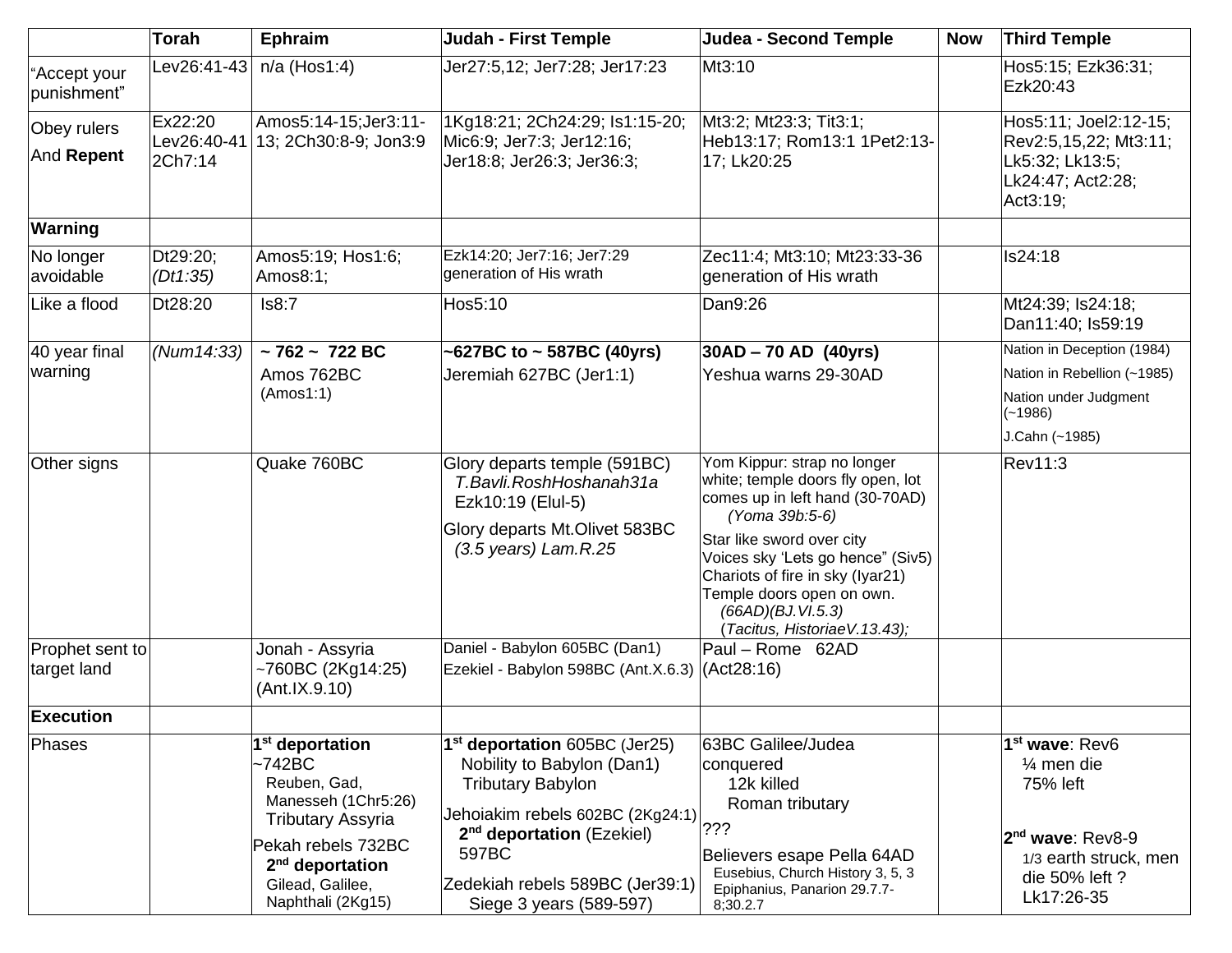| | Torah | Ephraim | Judah - First Temple | Judea - Second Temple | Now | Third Temple |
|---|---|---|---|---|---|---|
| "Accept your punishment" | Lev26:41-43 | n/a (Hos1:4) | Jer27:5,12; Jer7:28; Jer17:23 | Mt3:10 | | Hos5:15; Ezk36:31; Ezk20:43 |
| Obey rulers And **Repent** | Ex22:20 Lev26:40-41 2Ch7:14 | Amos5:14-15;Jer3:11-13; 2Ch30:8-9; Jon3:9 | 1Kg18:21; 2Ch24:29; Is1:15-20; Mic6:9; Jer7:3; Jer12:16; Jer18:8; Jer26:3; Jer36:3; | Mt3:2; Mt23:3; Tit3:1; Heb13:17; Rom13:1 1Pet2:13-17; Lk20:25 | | Hos5:11; Joel2:12-15; Rev2:5,15,22; Mt3:11; Lk5:32; Lk13:5; Lk24:47; Act2:28; Act3:19; |
| **Warning** | | | | | | |
| No longer avoidable | Dt29:20; *(Dt1:35)* | Amos5:19; Hos1:6; Amos8:1; | Ezk14:20; Jer7:16; Jer7:29 generation of His wrath | Zec11:4; Mt3:10; Mt23:33-36 generation of His wrath | | Is24:18 |
| Like a flood | Dt28:20 | Is8:7 | Hos5:10 | Dan9:26 | | Mt24:39; Is24:18; Dan11:40; Is59:19 |
| 40 year final warning | *(Num14:33)* | **~ 762 ~ 722 BC** Amos 762BC (Amos1:1) | **~627BC to ~ 587BC (40yrs)** Jeremiah 627BC (Jer1:1) | **30AD – 70 AD (40yrs)** Yeshua warns 29-30AD | | Nation in Deception (1984) Nation in Rebellion (~1985) Nation under Judgment (~1986) J.Cahn (~1985) |
| Other signs | | Quake 760BC | Glory departs temple (591BC) *T.Bavli.RoshHoshanah31a* Ezk10:19 (Elul-5) Glory departs Mt.Olivet 583BC *(3.5 years) Lam.R.25* | Yom Kippur: strap no longer white; temple doors fly open, lot comes up in left hand (30-70AD) *(Yoma 39b:5-6)* Star like sword over city Voices sky 'Lets go hence" (Siv5) Chariots of fire in sky (Iyar21) Temple doors open on own. *(66AD)(BJ.VI.5.3)* *(Tacitus, HistoriaeV.13.43);* | | Rev11:3 |
| Prophet sent to target land | | Jonah - Assyria ~760BC (2Kg14:25) (Ant.IX.9.10) | Daniel - Babylon 605BC (Dan1) Ezekiel - Babylon 598BC (Ant.X.6.3) | Paul – Rome 62AD (Act28:16) | | |
| **Execution** | | | | | | |
| Phases | | **1st deportation** ~742BC Reuben, Gad, Manesseh (1Chr5:26) Tributary Assyria Pekah rebels 732BC **2nd deportation** Gilead, Galilee, Naphthali (2Kg15) | **1st deportation** 605BC (Jer25) Nobility to Babylon (Dan1) Tributary Babylon Jehoiakim rebels 602BC (2Kg24:1) **2nd deportation** (Ezekiel) 597BC Zedekiah rebels 589BC (Jer39:1) Siege 3 years (589-597) | 63BC Galilee/Judea conquered 12k killed Roman tributary ??? Believers esape Pella 64AD Eusebius, Church History 3, 5, 3 Epiphanius, Panarion 29.7.7-8;30.2.7 | | **1st wave**: Rev6 ¼ men die 75% left **2nd wave**: Rev8-9 1/3 earth struck, men die 50% left ? Lk17:26-35 |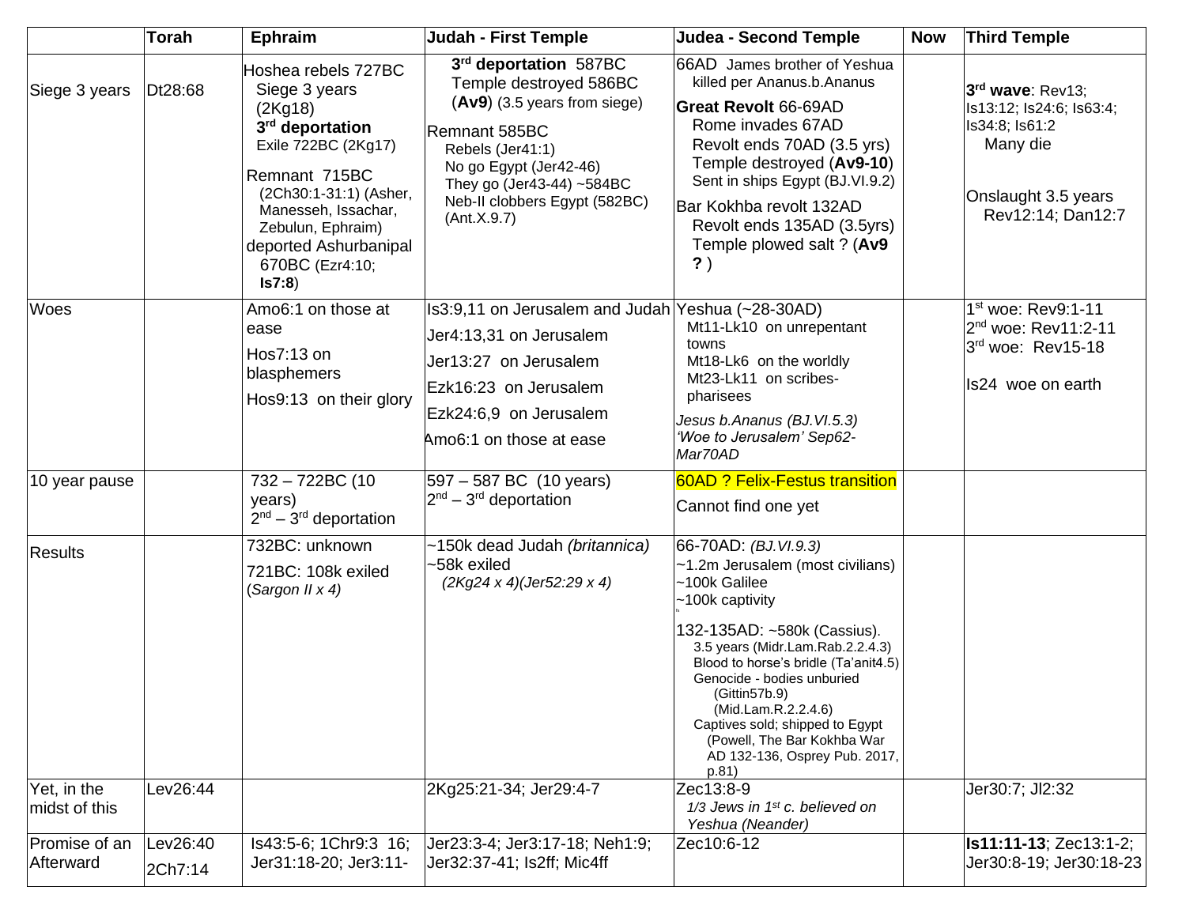| | Torah | Ephraim | Judah - First Temple | Judea - Second Temple | Now | Third Temple |
|---|---|---|---|---|---|---|
| Siege 3 years | Dt28:68 | Hoshea rebels 727BC<br>Siege 3 years (2Kg18)<br>**3rd deportation**<br>Exile 722BC (2Kg17)<br>Remnant 715BC<br>(2Ch30:1-31:1) (Asher, Manesseh, Issachar, Zebulun, Ephraim)<br>deported Ashurbanipal 670BC (Ezr4:10; **Is7:8**) | **3rd deportation** 587BC<br>Temple destroyed 586BC<br>(**Av9**) (3.5 years from siege)<br>Remnant 585BC<br>Rebels (Jer41:1)<br>No go Egypt (Jer42-46)<br>They go (Jer43-44) ~584BC<br>Neb-II clobbers Egypt (582BC) (Ant.X.9.7) | 66AD James brother of Yeshua killed per Ananus.b.Ananus<br>**Great Revolt** 66-69AD<br>Rome invades 67AD<br>Revolt ends 70AD (3.5 yrs)<br>Temple destroyed (**Av9-10**)<br>Sent in ships Egypt (BJ.VI.9.2)<br>Bar Kokhba revolt 132AD<br>Revolt ends 135AD (3.5yrs)<br>Temple plowed salt ? (**Av9 ?**) | | **3rd wave**: Rev13; Is13:12; Is24:6; Is63:4; Is34:8; Is61:2<br>Many die<br>Onslaught 3.5 years<br>Rev12:14; Dan12:7 |
| Woes | | Amo6:1 on those at ease<br>Hos7:13 on blasphemers<br>Hos9:13 on their glory | Is3:9,11 on Jerusalem and Judah<br>Jer4:13,31 on Jerusalem<br>Jer13:27 on Jerusalem<br>Ezk16:23 on Jerusalem<br>Ezk24:6,9 on Jerusalem<br>Amo6:1 on those at ease | Yeshua (~28-30AD)<br>Mt11-Lk10 on unrepentant towns<br>Mt18-Lk6 on the worldly<br>Mt23-Lk11 on scribes-pharisees<br>*Jesus b.Ananus (BJ.VI.5.3) 'Woe to Jerusalem' Sep62-Mar70AD* | | 1st woe: Rev9:1-11<br>2nd woe: Rev11:2-11<br>3rd woe: Rev15-18<br>Is24 woe on earth |
| 10 year pause | | 732 – 722BC (10 years)<br>2nd – 3rd deportation | 597 – 587 BC (10 years)<br>2nd – 3rd deportation | 60AD ? Felix-Festus transition<br>Cannot find one yet | | |
| Results | | 732BC: unknown<br>721BC: 108k exiled (*Sargon II x 4)* | ~150k dead Judah *(britannica)*<br>~58k exiled<br>*(2Kg24 x 4)(Jer52:29 x 4)* | 66-70AD: *(BJ.VI.9.3)*<br>~1.2m Jerusalem (most civilians)<br>~100k Galilee<br>~100k captivity<br>132-135AD: ~580k (Cassius).<br>3.5 years (Midr.Lam.Rab.2.2.4.3)<br>Blood to horse's bridle (Ta'anit4.5)<br>Genocide - bodies unburied (Gittin57b.9) (Mid.Lam.R.2.2.4.6)<br>Captives sold; shipped to Egypt (Powell, The Bar Kokhba War AD 132-136, Osprey Pub. 2017, p.81) | | |
| Yet, in the midst of this | Lev26:44 | | 2Kg25:21-34; Jer29:4-7 | Zec13:8-9<br>*1/3 Jews in 1st c. believed on Yeshua (Neander)* | | Jer30:7; Jl2:32 |
| Promise of an Afterward | Lev26:40<br>2Ch7:14 | Is43:5-6; 1Chr9:3 16; Jer31:18-20; Jer3:11- | Jer23:3-4; Jer3:17-18; Neh1:9; Jer32:37-41; Is2ff; Mic4ff | Zec10:6-12 | | **Is11:11-13**; Zec13:1-2; Jer30:8-19; Jer30:18-23 |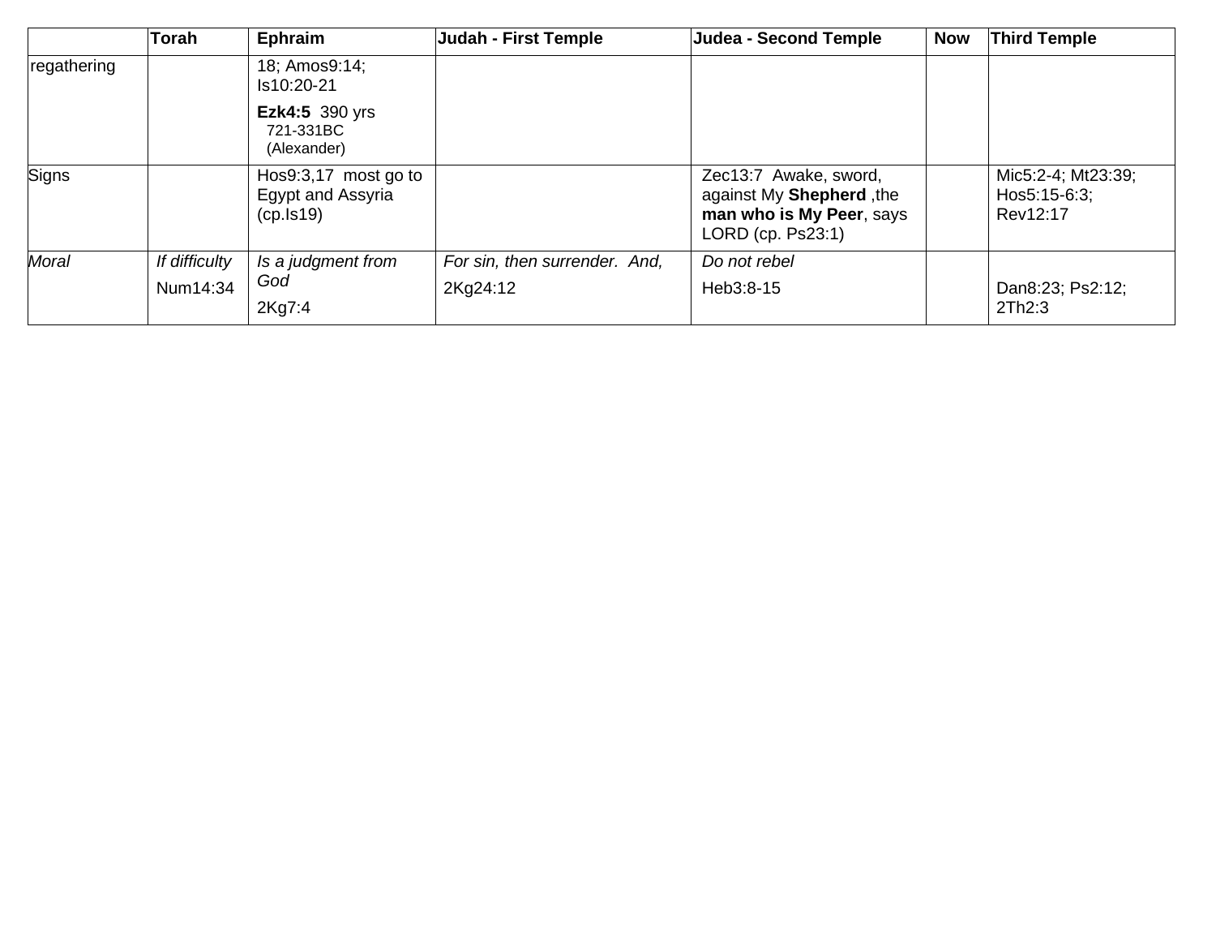| | Torah | Ephraim | Judah - First Temple | Judea - Second Temple | Now | Third Temple |
|---|---|---|---|---|---|---|
| regathering | | 18; Amos9:14; Is10:20-21<br>**Ezk4:5** 390 yrs<br>721-331BC<br>(Alexander) | | | | |
| Signs | | Hos9:3,17 most go to Egypt and Assyria (cp.Is19) | | Zec13:7 Awake, sword, against My **Shepherd** ,the **man who is My Peer**, says LORD (cp. Ps23:1) | | Mic5:2-4; Mt23:39; Hos5:15-6:3; Rev12:17 |
| *Moral* | *If difficulty*<br>Num14:34 | *Is a judgment from God*<br>2Kg7:4 | *For sin, then surrender. And,*<br>2Kg24:12 | *Do not rebel*<br>Heb3:8-15 | | Dan8:23; Ps2:12; 2Th2:3 |